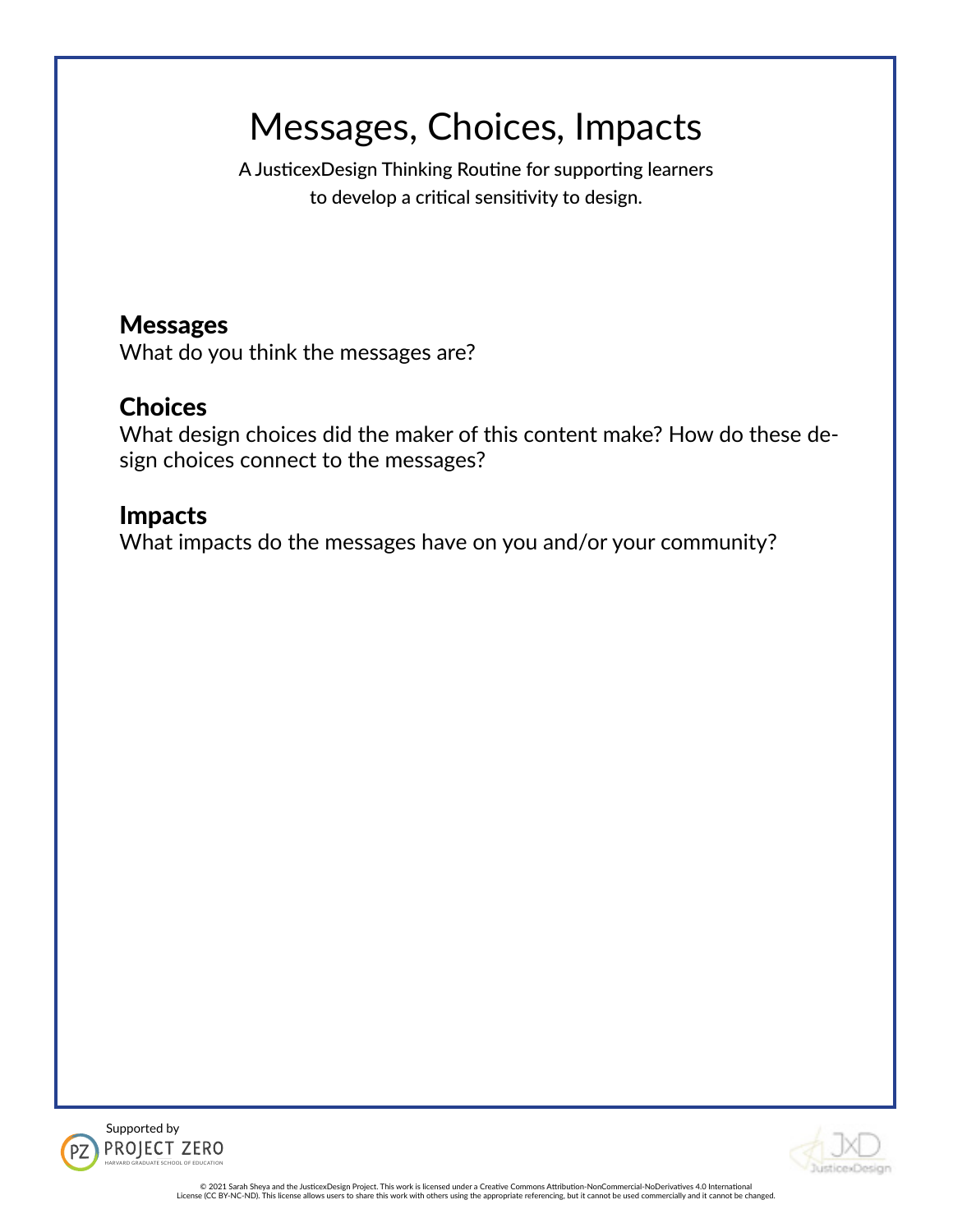# Messages, Choices, Impacts

A JusticexDesign Thinking Routine for supporting learners to develop a critical sensitivity to design.

## Messages

What do you think the messages are?

## Choices

What design choices did the maker of this content make? How do these design choices connect to the messages?

## Impacts

What impacts do the messages have on you and/or your community?

Supported by PROJECT ZERO HARVARD GRADUATE SCHOOL OF EDUCATION

JxD JusticexDesign

© 2021 Sarah Sheya and the JusticexDesign Project. This work is licensed under a Creative Commons Attribution-NonCommercial-NoDerivatives 4.0 International License (CC BY-NC-ND). This license allows users to share this work with others using the appropriate referencing, but it cannot be used commercially and it cannot be changed.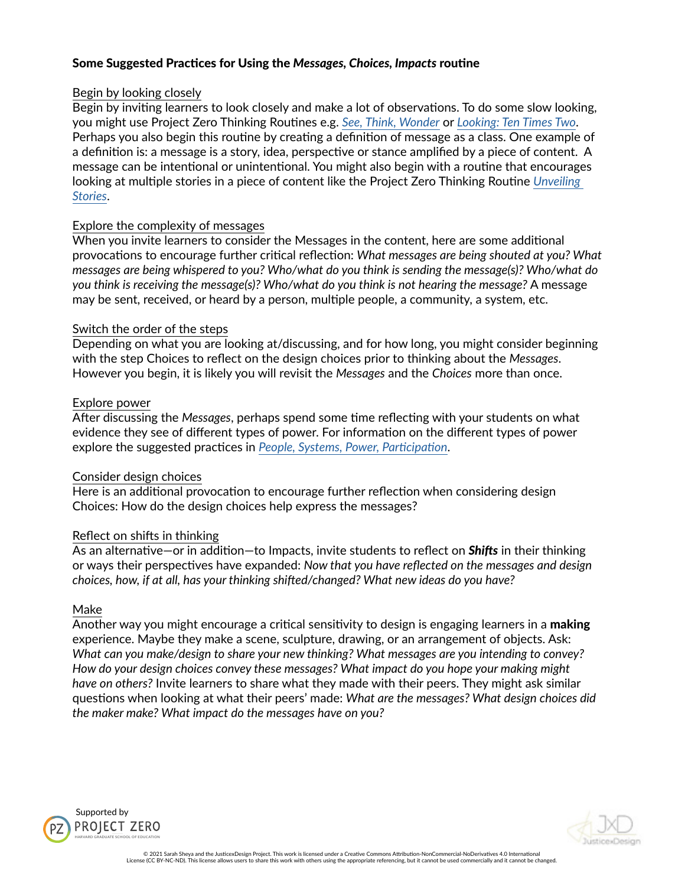## Some Suggested Practices for Using the *Messages, Choices, Impacts* routine

<u>Begin by looking closely</u>

Begin by inviting learners to look closely and make a lot of observations. To do some slow looking, you might use Project Zero Thinking Routines e.g. *See, Think, Wonder* or *Looking: Ten Times Two*. Perhaps you also begin this routine by creating a definition of message as a class. One example of a definition is: a message is a story, idea, perspective or stance amplified by a piece of content. A message can be intentional or unintentional. You might also begin with a routine that encourages looking at multiple stories in a piece of content like the Project Zero Thinking Routine *Unveiling Stories*.

<u>Explore the complexity of messages</u>

When you invite learners to consider the Messages in the content, here are some additional provocations to encourage further critical reflection: *What messages are being shouted at you? What messages are being whispered to you? Who/what do you think is sending the message(s)? Who/what do you think is receiving the message(s)? Who/what do you think is not hearing the message?* A message may be sent, received, or heard by a person, multiple people, a community, a system, etc.

<u>Switch the order of the steps</u>

Depending on what you are looking at/discussing, and for how long, you might consider beginning with the step Choices to reflect on the design choices prior to thinking about the *Messages*. However you begin, it is likely you will revisit the *Messages* and the *Choices* more than once.

<u>Explore power</u>

After discussing the *Messages*, perhaps spend some time reflecting with your students on what evidence they see of different types of power. For information on the different types of power explore the suggested practices in *People, Systems, Power, Participation*.

<u>Consider design choices</u>

Here is an additional provocation to encourage further reflection when considering design Choices: How do the design choices help express the messages?

<u>Reflect on shifts in thinking</u>

As an alternative—or in addition—to Impacts, invite students to reflect on ***Shifts*** in their thinking or ways their perspectives have expanded: *Now that you have reflected on the messages and design choices, how, if at all, has your thinking shifted/changed? What new ideas do you have?*

<u>Make</u>

Another way you might encourage a critical sensitivity to design is engaging learners in a **making** experience. Maybe they make a scene, sculpture, drawing, or an arrangement of objects. Ask: *What can you make/design to share your new thinking? What messages are you intending to convey? How do your design choices convey these messages? What impact do you hope your making might have on others?* Invite learners to share what they made with their peers. They might ask similar questions when looking at what their peers' made: *What are the messages? What design choices did the maker make? What impact do the messages have on you?*

Supported by PROJECT ZERO HARVARD GRADUATE SCHOOL OF EDUCATION

© 2021 Sarah Sheya and the JusticexDesign Project. This work is licensed under a Creative Commons Attribution-NonCommercial-NoDerivatives 4.0 International License (CC BY-NC-ND). This license allows users to share this work with others using the appropriate referencing, but it cannot be used commercially and it cannot be changed.